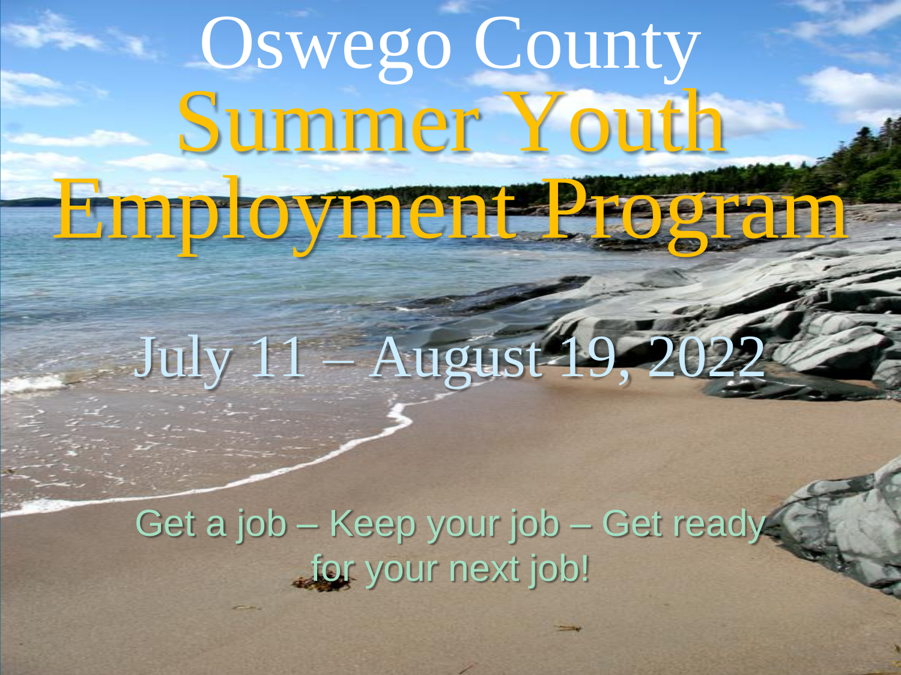# Oswego County Summer Youth Employment Program

## July 11 – August 19, 2022

Get a job – Keep your job – Get ready for your next job!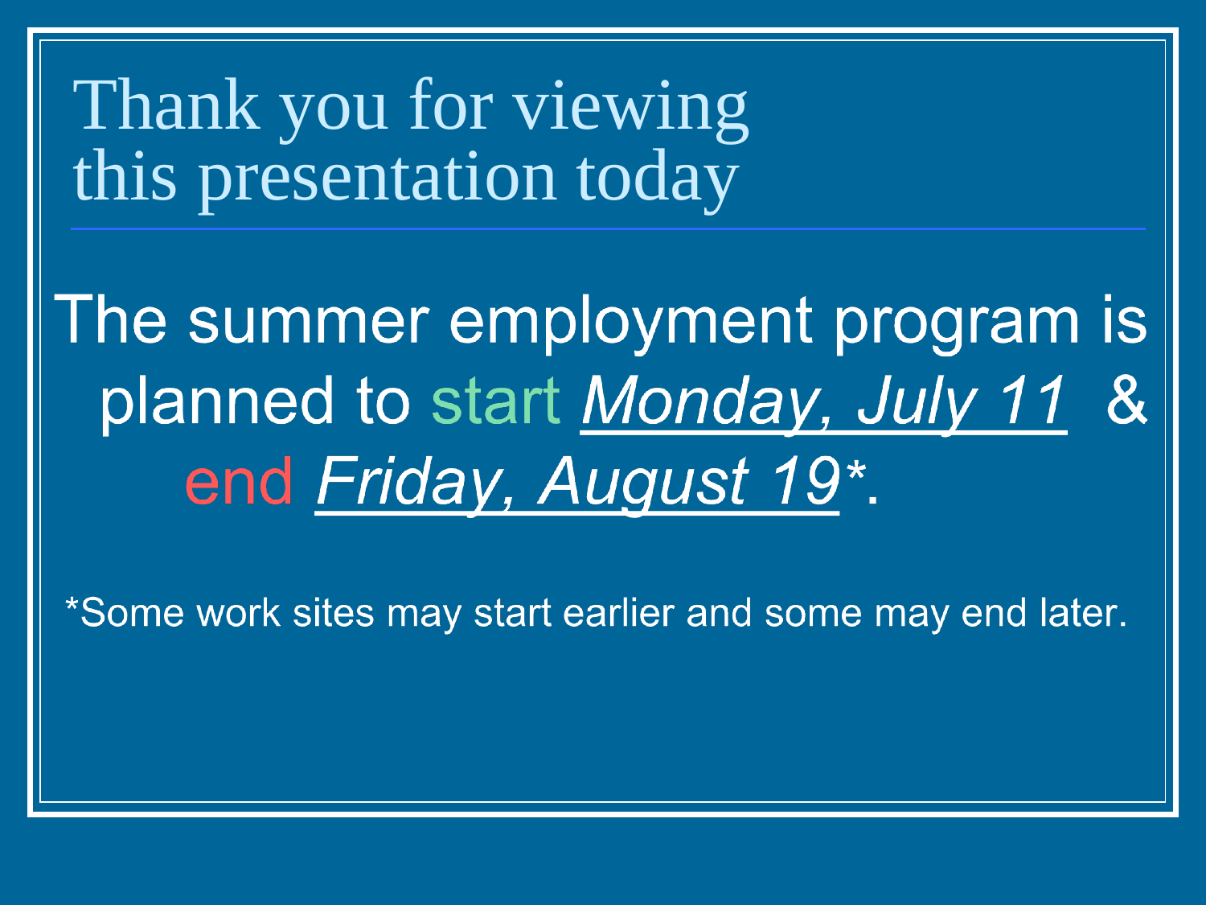# Thank you for viewing this presentation today

The summer employment program is planned to start *Monday, July 11* & end *Friday, August 19*\*.

*Some work sites may start earlier and some may end later.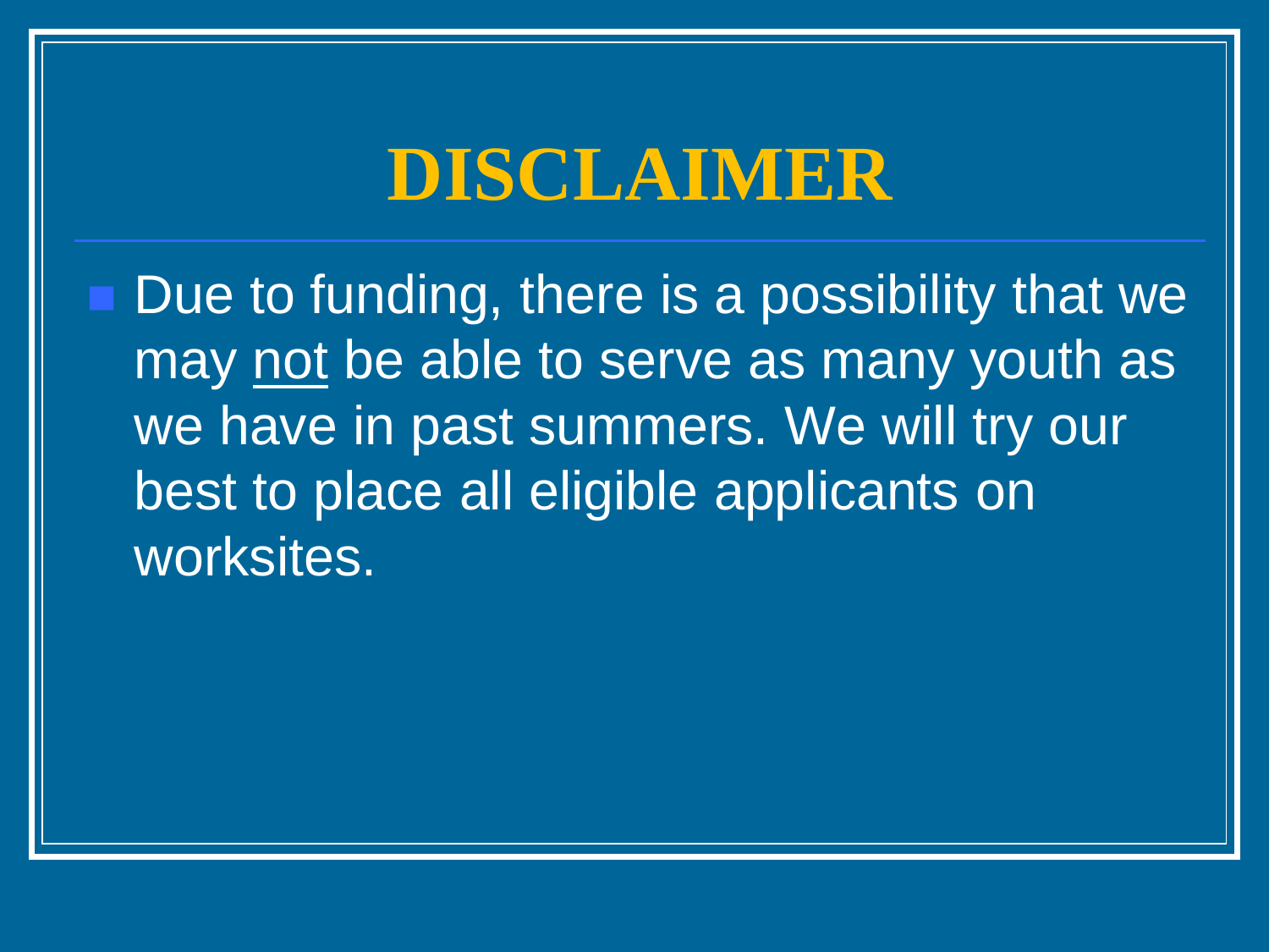# DISCLAIMER

- Due to funding, there is a possibility that we may <u>not</u> be able to serve as many youth as we have in past summers. We will try our best to place all eligible applicants on worksites.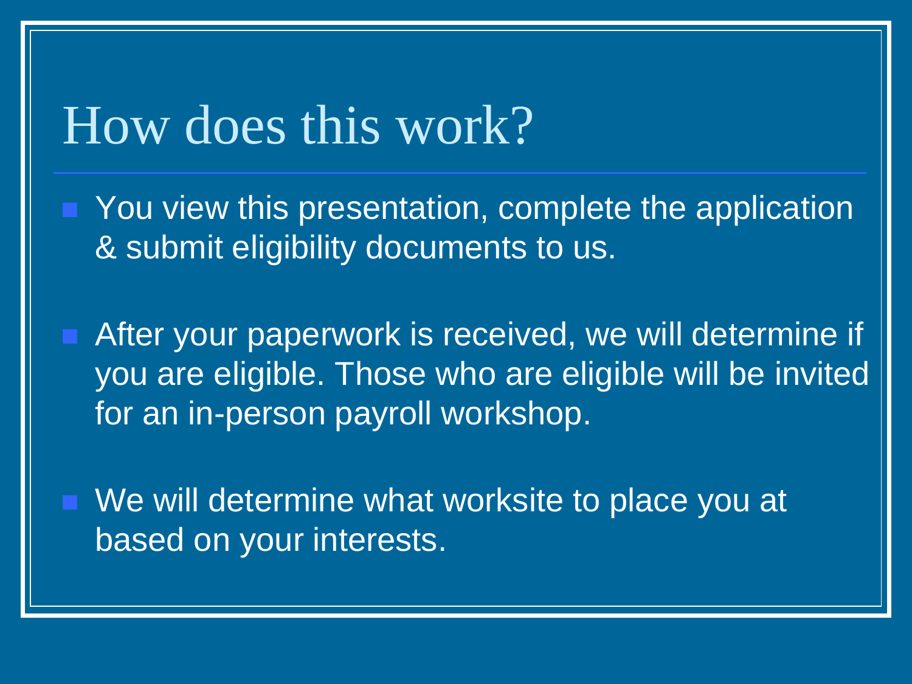# How does this work?

- You view this presentation, complete the application & submit eligibility documents to us.
- After your paperwork is received, we will determine if you are eligible. Those who are eligible will be invited for an in-person payroll workshop.
- We will determine what worksite to place you at based on your interests.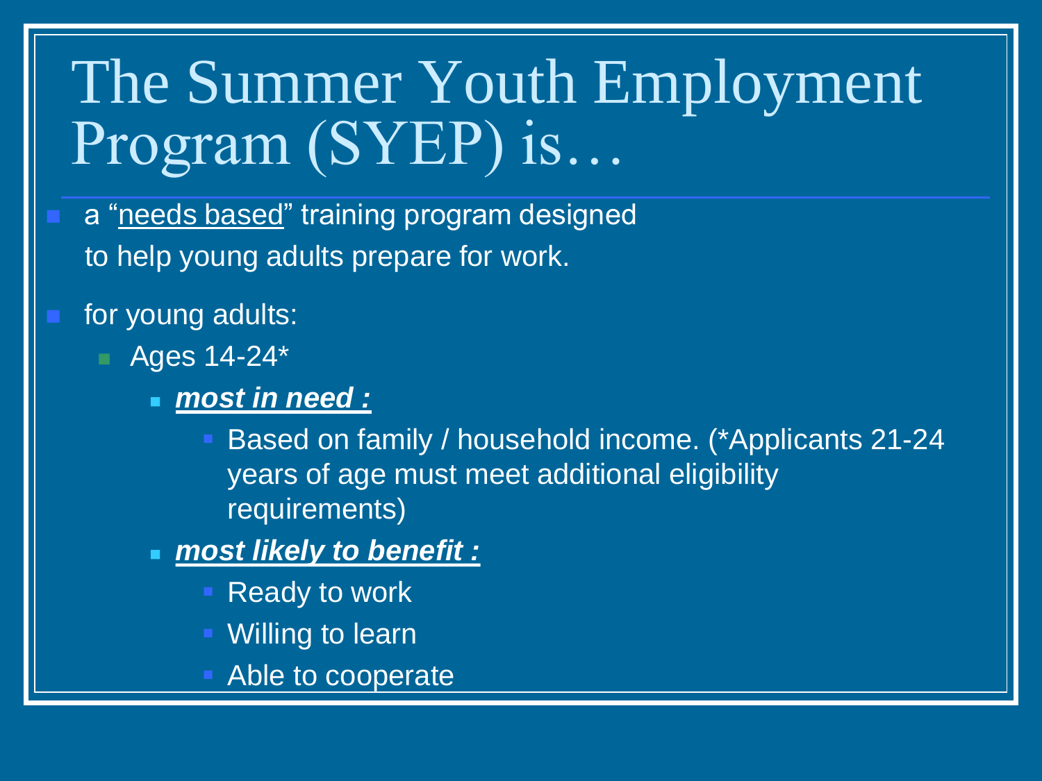# The Summer Youth Employment Program (SYEP) is…

- a "needs based" training program designed to help young adults prepare for work.
- for young adults:
  - Ages 14-24*
    - ***most in need :***
      - Based on family / household income. (*Applicants 21-24 years of age must meet additional eligibility requirements)
    - ***most likely to benefit :***
      - Ready to work
      - Willing to learn
      - Able to cooperate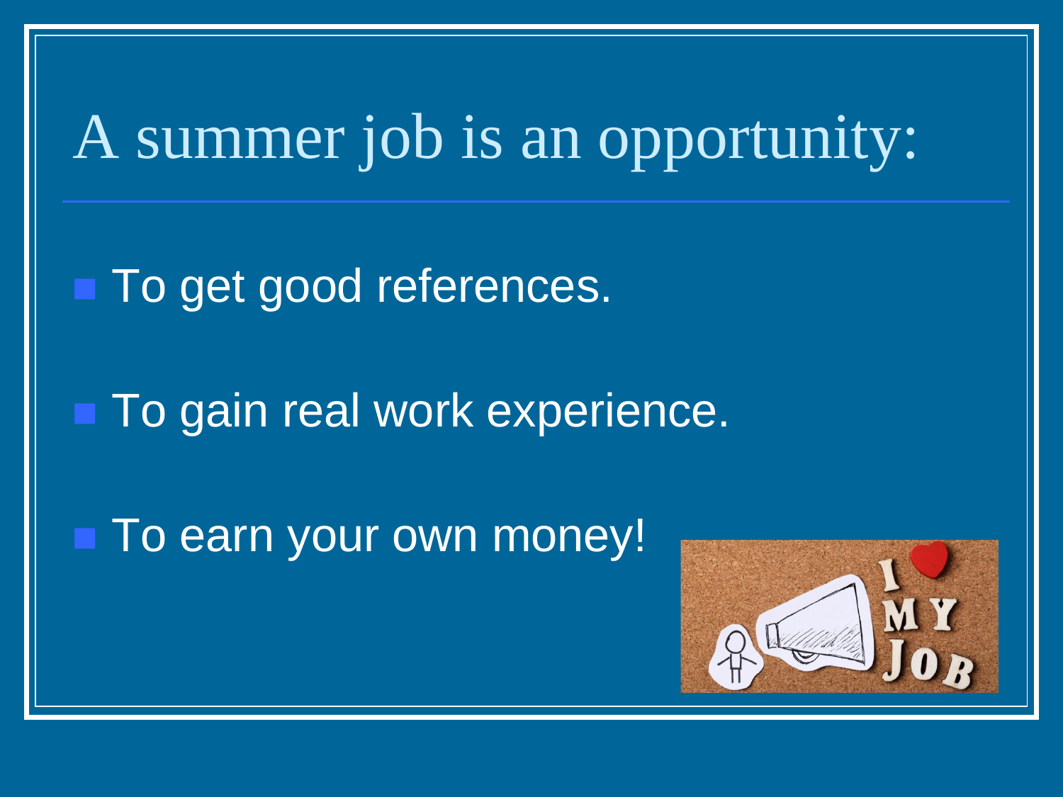# A summer job is an opportunity:

- To get good references.
- To gain real work experience.
- To earn your own money!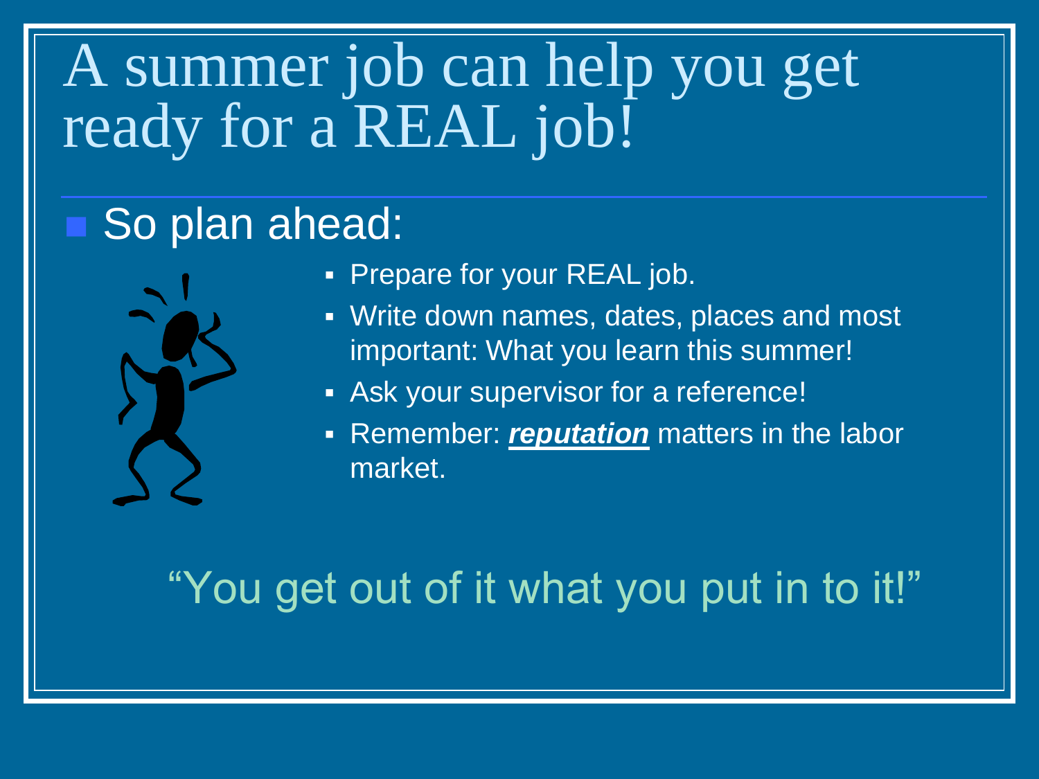# A summer job can help you get ready for a REAL job!

- So plan ahead:
  - Prepare for your REAL job.
  - Write down names, dates, places and most important: What you learn this summer!
  - Ask your supervisor for a reference!
  - Remember: ***reputation*** matters in the labor market.

"You get out of it what you put in to it!"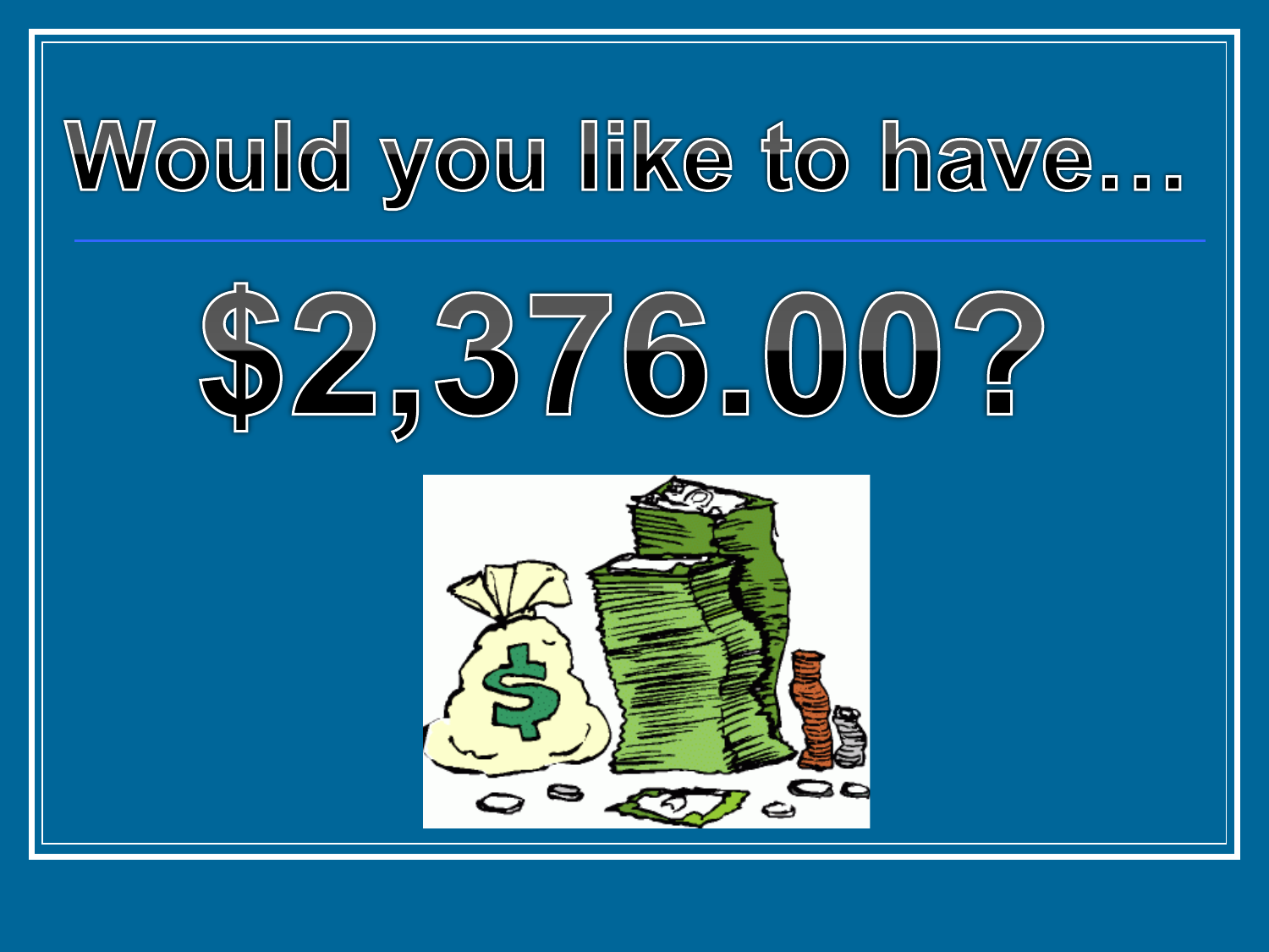# Would you like to have…

# $2,376.00?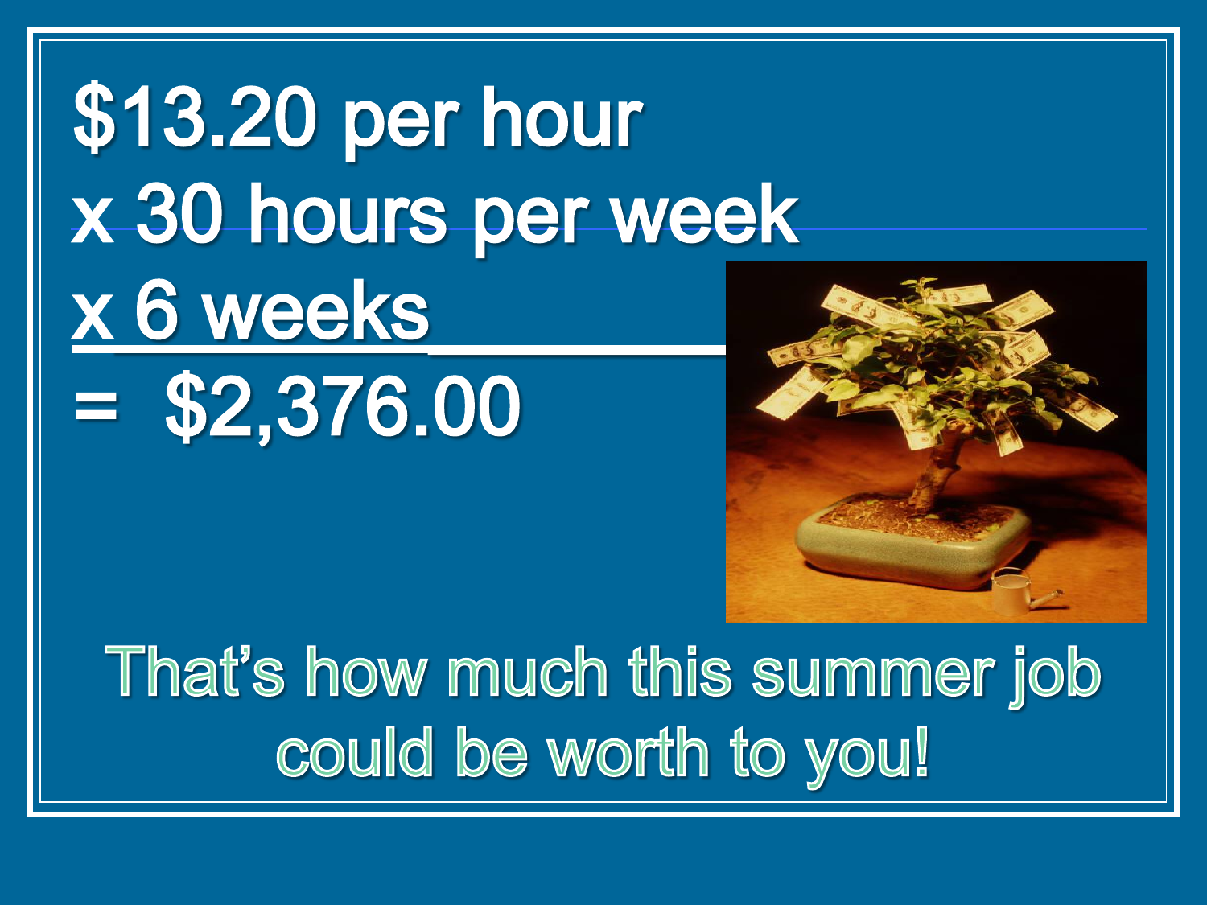$13.20 per hour

x 30 hours per week

x 6 weeks

= $2,376.00

That's how much this summer job could be worth to you!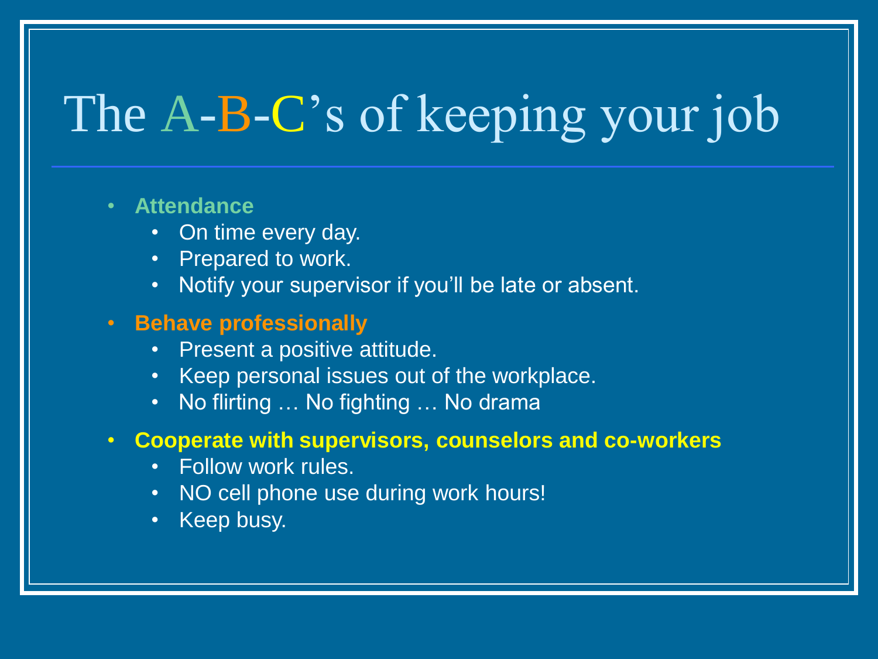# The A-B-C's of keeping your job

- **Attendance**
  - On time every day.
  - Prepared to work.
  - Notify your supervisor if you'll be late or absent.
- **Behave professionally**
  - Present a positive attitude.
  - Keep personal issues out of the workplace.
  - No flirting … No fighting … No drama
- **Cooperate with supervisors, counselors and co-workers**
  - Follow work rules.
  - NO cell phone use during work hours!
  - Keep busy.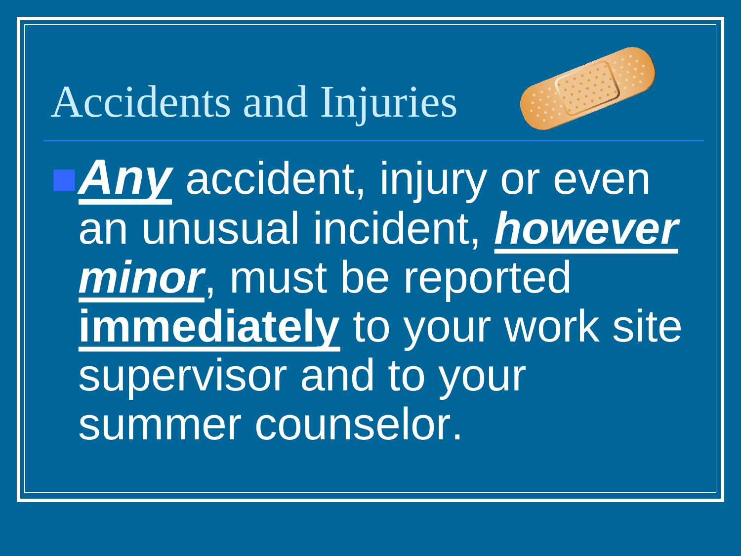# Accidents and Injuries

- ***Any*** accident, injury or even an unusual incident, ***however minor***, must be reported **immediately** to your work site supervisor and to your summer counselor.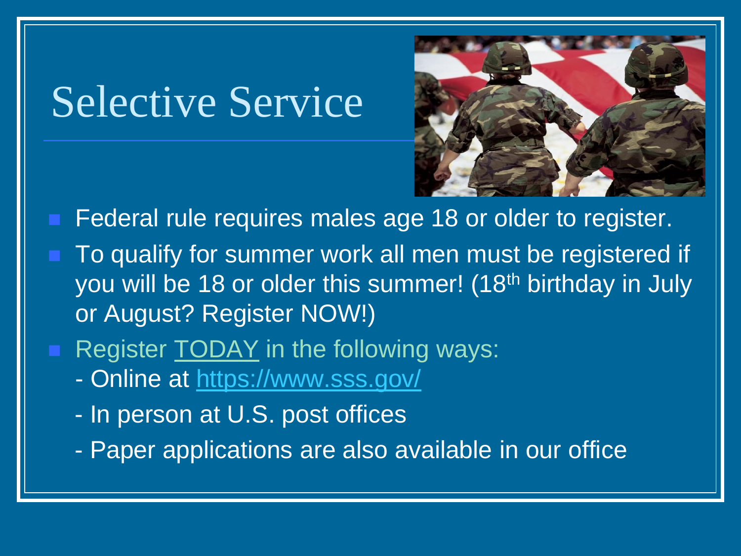# Selective Service

- Federal rule requires males age 18 or older to register.
- To qualify for summer work all men must be registered if you will be 18 or older this summer! (18th birthday in July or August? Register NOW!)
- Register TODAY in the following ways:
  - Online at https://www.sss.gov/
  - In person at U.S. post offices
  - Paper applications are also available in our office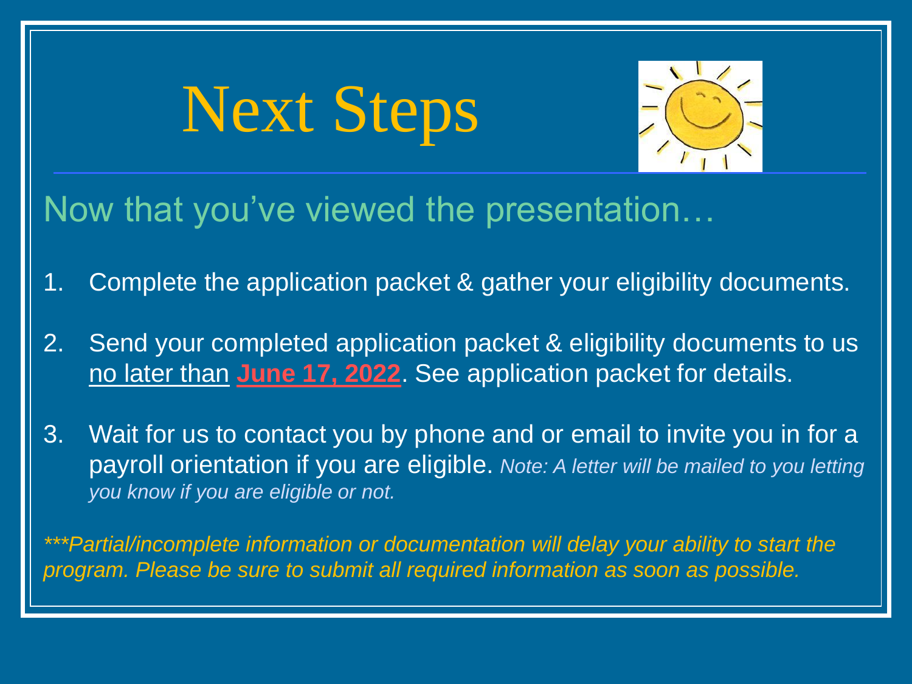# Next Steps

## Now that you've viewed the presentation…

1. Complete the application packet & gather your eligibility documents.
2. Send your completed application packet & eligibility documents to us no later than **June 17, 2022**. See application packet for details.
3. Wait for us to contact you by phone and or email to invite you in for a payroll orientation if you are eligible. *Note: A letter will be mailed to you letting you know if you are eligible or not.*

****Partial/incomplete information or documentation will delay your ability to start the program. Please be sure to submit all required information as soon as possible.*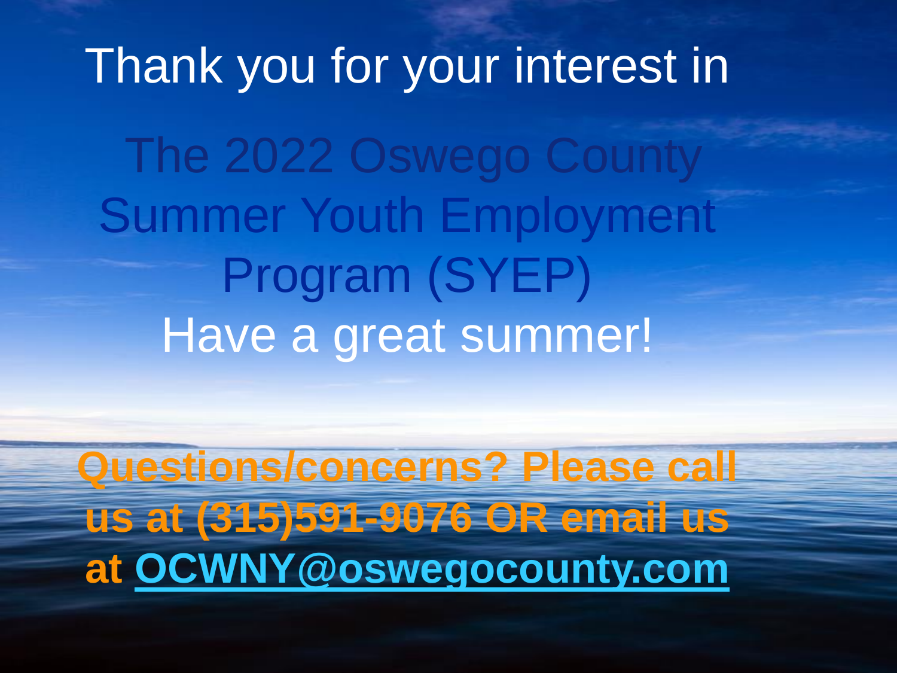Thank you for your interest in

The 2022 Oswego County Summer Youth Employment Program (SYEP)

Have a great summer!

**Questions/concerns? Please call us at (315)591-9076 OR email us at [OCWNY@oswegocounty.com](mailto:OCWNY@oswegocounty.com)**